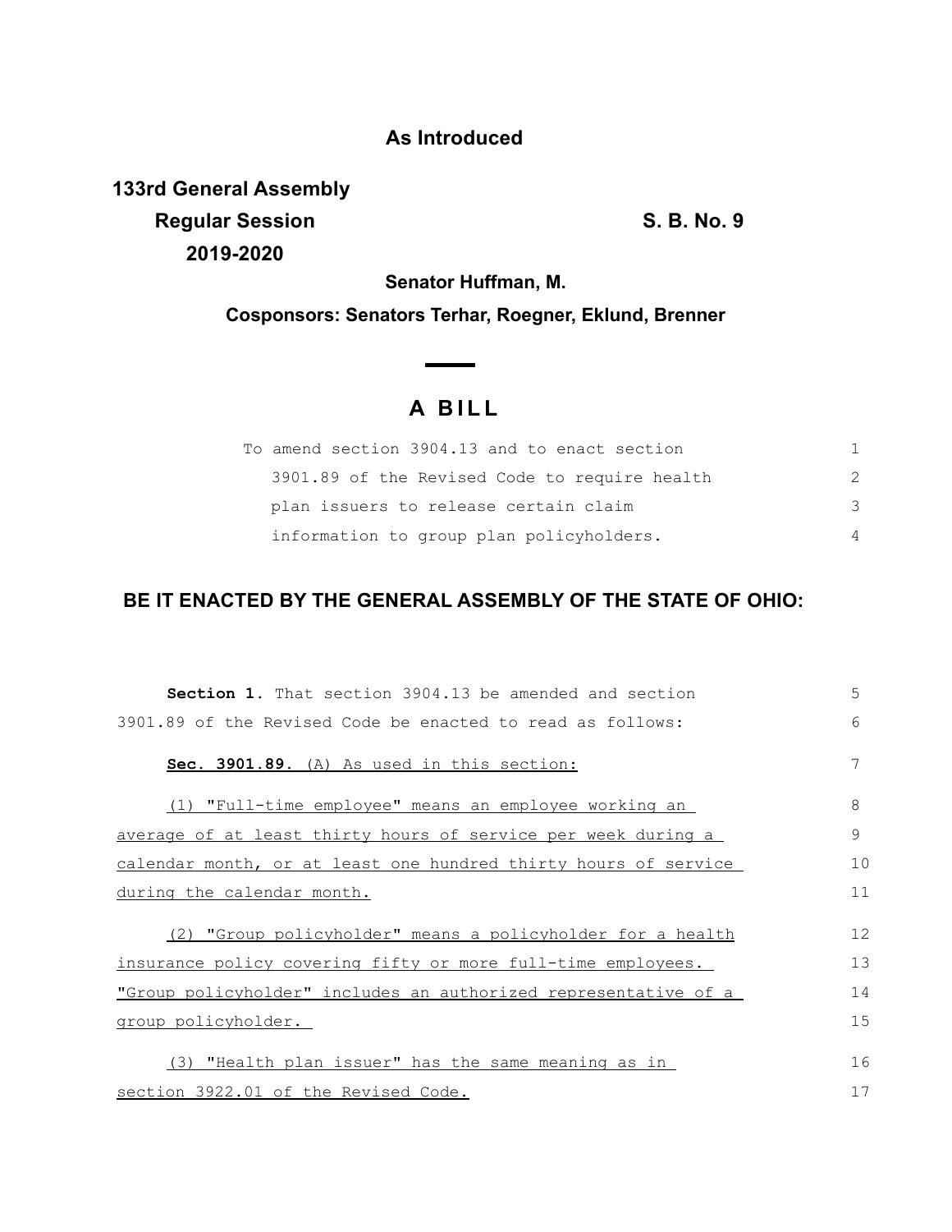**As Introduced**

**133rd General Assembly**
**Regular Session** **S. B. No. 9**
**2019-2020**

**Senator Huffman, M.**

**Cosponsors: Senators Terhar, Roegner, Eklund, Brenner**

# A BILL

To amend section 3904.13 and to enact section 3901.89 of the Revised Code to require health plan issuers to release certain claim information to group plan policyholders.

**BE IT ENACTED BY THE GENERAL ASSEMBLY OF THE STATE OF OHIO:**

**Section 1.** That section 3904.13 be amended and section 3901.89 of the Revised Code be enacted to read as follows:

**Sec. 3901.89.** (A) As used in this section:

(1) "Full-time employee" means an employee working an average of at least thirty hours of service per week during a calendar month, or at least one hundred thirty hours of service during the calendar month.

(2) "Group policyholder" means a policyholder for a health insurance policy covering fifty or more full-time employees. "Group policyholder" includes an authorized representative of a group policyholder.

(3) "Health plan issuer" has the same meaning as in section 3922.01 of the Revised Code.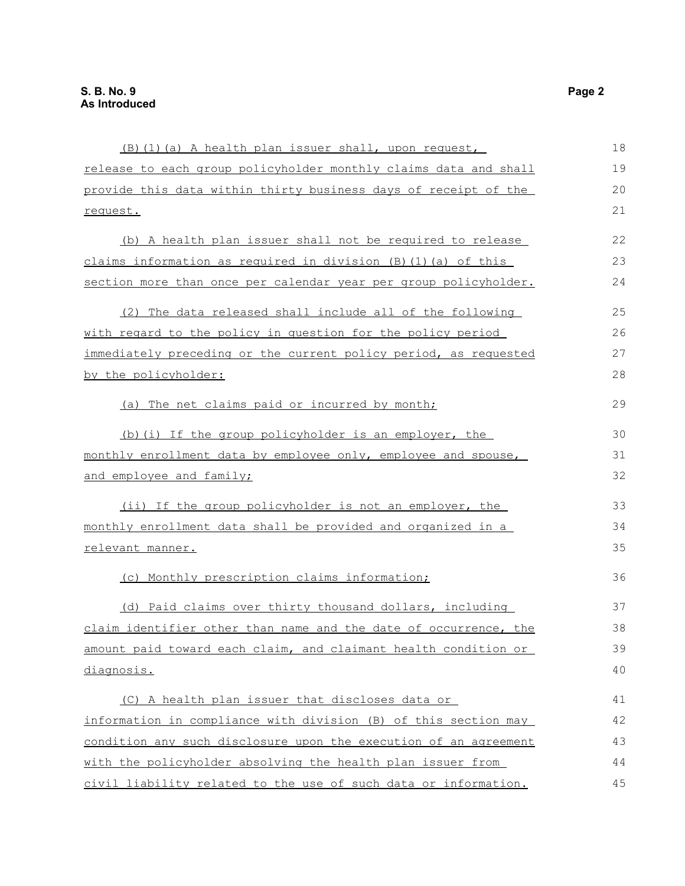(B)(1)(a) A health plan issuer shall, upon request, release to each group policyholder monthly claims data and shall provide this data within thirty business days of receipt of the request.

(b) A health plan issuer shall not be required to release claims information as required in division (B)(1)(a) of this section more than once per calendar year per group policyholder.

(2) The data released shall include all of the following with regard to the policy in question for the policy period immediately preceding or the current policy period, as requested by the policyholder:

(a) The net claims paid or incurred by month;

(b)(i) If the group policyholder is an employer, the monthly enrollment data by employee only, employee and spouse, and employee and family;

(ii) If the group policyholder is not an employer, the monthly enrollment data shall be provided and organized in a relevant manner.

(c) Monthly prescription claims information;

(d) Paid claims over thirty thousand dollars, including claim identifier other than name and the date of occurrence, the amount paid toward each claim, and claimant health condition or diagnosis.

(C) A health plan issuer that discloses data or information in compliance with division (B) of this section may condition any such disclosure upon the execution of an agreement with the policyholder absolving the health plan issuer from civil liability related to the use of such data or information.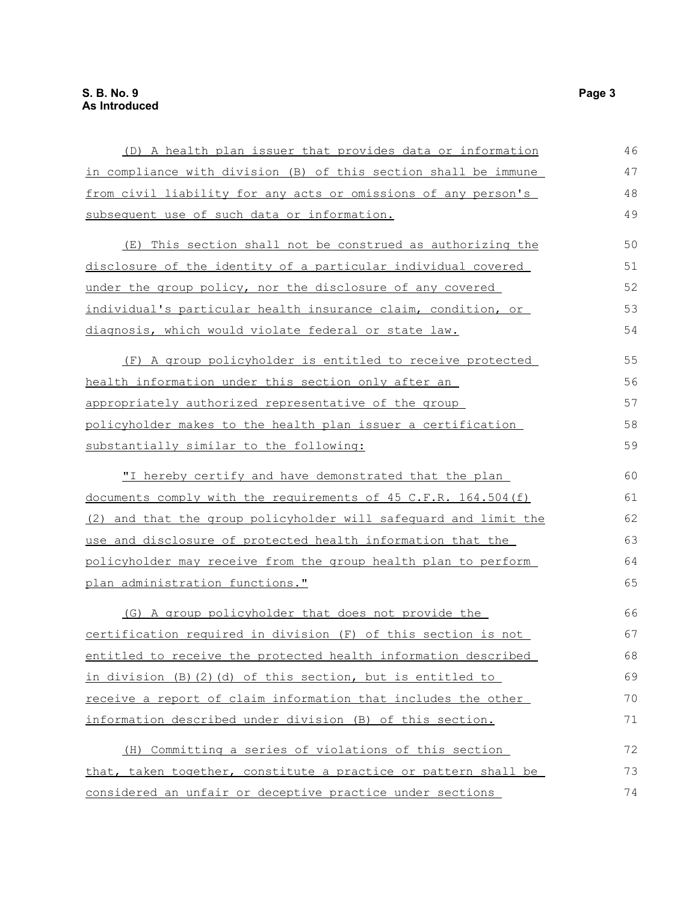(D) A health plan issuer that provides data or information in compliance with division (B) of this section shall be immune from civil liability for any acts or omissions of any person's subsequent use of such data or information.

(E) This section shall not be construed as authorizing the disclosure of the identity of a particular individual covered under the group policy, nor the disclosure of any covered individual's particular health insurance claim, condition, or diagnosis, which would violate federal or state law.

(F) A group policyholder is entitled to receive protected health information under this section only after an appropriately authorized representative of the group policyholder makes to the health plan issuer a certification substantially similar to the following:

"I hereby certify and have demonstrated that the plan documents comply with the requirements of 45 C.F.R. 164.504(f)(2) and that the group policyholder will safeguard and limit the use and disclosure of protected health information that the policyholder may receive from the group health plan to perform plan administration functions."

(G) A group policyholder that does not provide the certification required in division (F) of this section is not entitled to receive the protected health information described in division (B)(2)(d) of this section, but is entitled to receive a report of claim information that includes the other information described under division (B) of this section.

(H) Committing a series of violations of this section that, taken together, constitute a practice or pattern shall be considered an unfair or deceptive practice under sections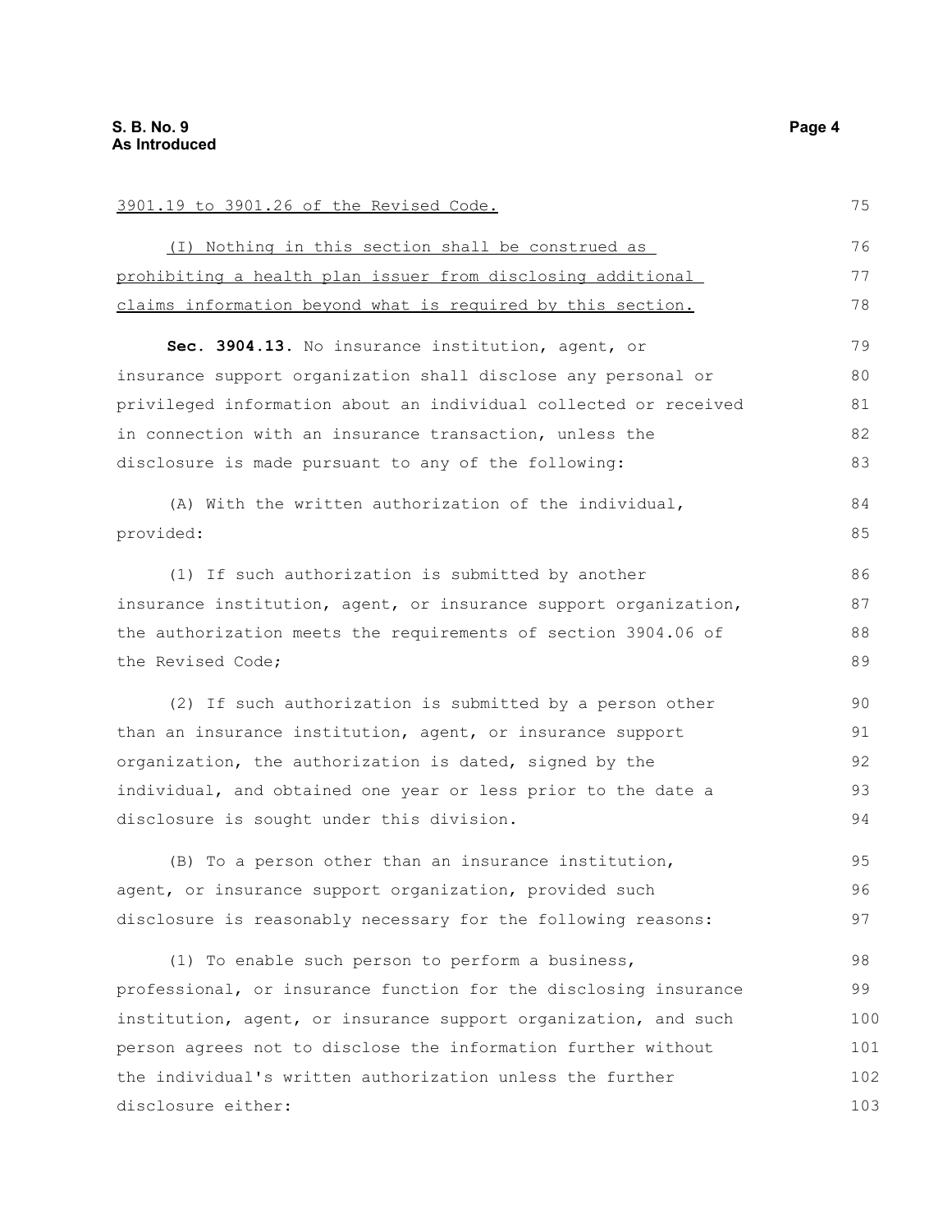3901.19 to 3901.26 of the Revised Code.

(I) Nothing in this section shall be construed as prohibiting a health plan issuer from disclosing additional claims information beyond what is required by this section.

**Sec. 3904.13.** No insurance institution, agent, or insurance support organization shall disclose any personal or privileged information about an individual collected or received in connection with an insurance transaction, unless the disclosure is made pursuant to any of the following:

(A) With the written authorization of the individual, provided:

(1) If such authorization is submitted by another insurance institution, agent, or insurance support organization, the authorization meets the requirements of section 3904.06 of the Revised Code;

(2) If such authorization is submitted by a person other than an insurance institution, agent, or insurance support organization, the authorization is dated, signed by the individual, and obtained one year or less prior to the date a disclosure is sought under this division.

(B) To a person other than an insurance institution, agent, or insurance support organization, provided such disclosure is reasonably necessary for the following reasons:

(1) To enable such person to perform a business, professional, or insurance function for the disclosing insurance institution, agent, or insurance support organization, and such person agrees not to disclose the information further without the individual's written authorization unless the further disclosure either: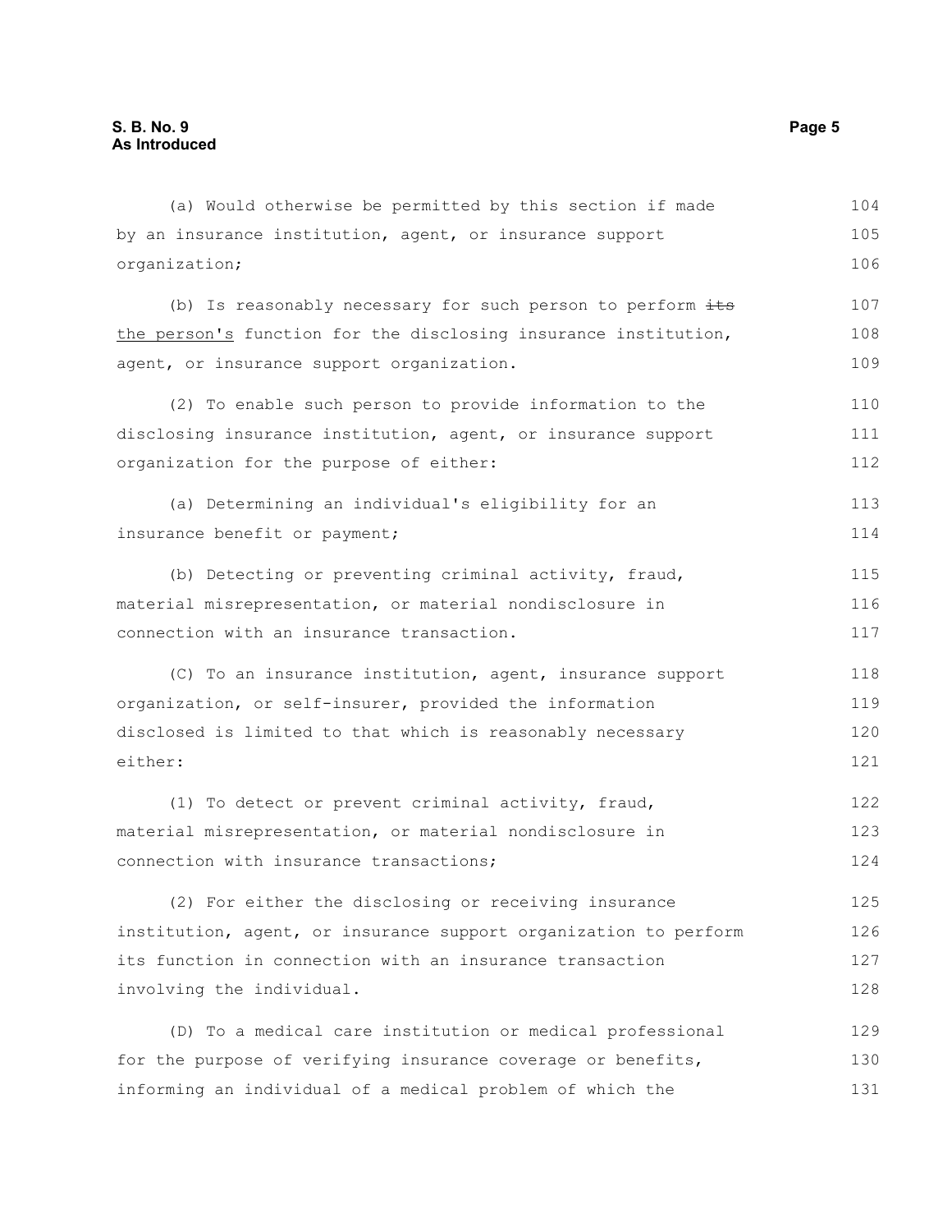(a) Would otherwise be permitted by this section if made by an insurance institution, agent, or insurance support organization;

(b) Is reasonably necessary for such person to perform ~~its~~ <u>the person's</u> function for the disclosing insurance institution, agent, or insurance support organization.

(2) To enable such person to provide information to the disclosing insurance institution, agent, or insurance support organization for the purpose of either:

(a) Determining an individual's eligibility for an insurance benefit or payment;

(b) Detecting or preventing criminal activity, fraud, material misrepresentation, or material nondisclosure in connection with an insurance transaction.

(C) To an insurance institution, agent, insurance support organization, or self-insurer, provided the information disclosed is limited to that which is reasonably necessary either:

(1) To detect or prevent criminal activity, fraud, material misrepresentation, or material nondisclosure in connection with insurance transactions;

(2) For either the disclosing or receiving insurance institution, agent, or insurance support organization to perform its function in connection with an insurance transaction involving the individual.

(D) To a medical care institution or medical professional for the purpose of verifying insurance coverage or benefits, informing an individual of a medical problem of which the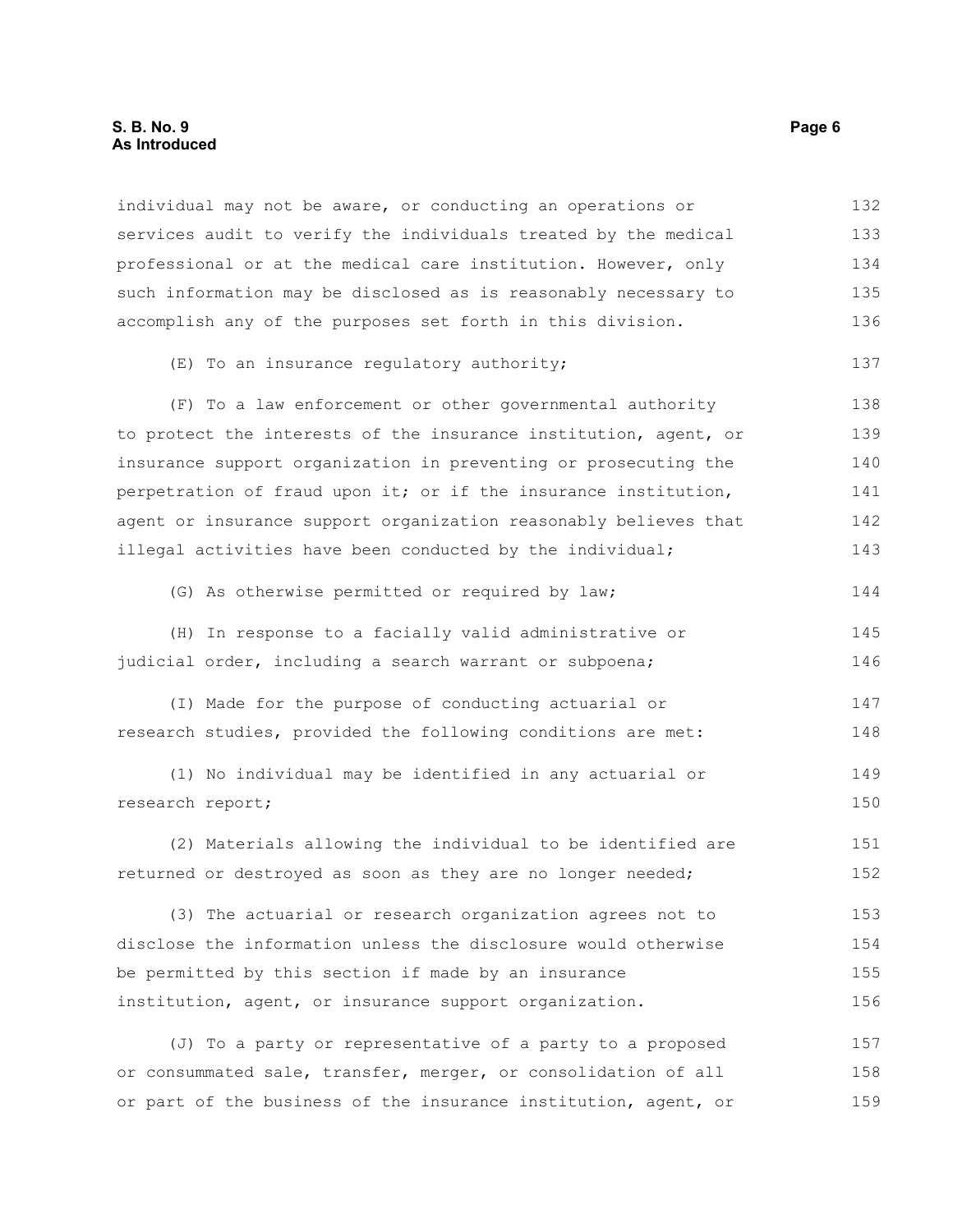individual may not be aware, or conducting an operations or services audit to verify the individuals treated by the medical professional or at the medical care institution. However, only such information may be disclosed as is reasonably necessary to accomplish any of the purposes set forth in this division.

(E) To an insurance regulatory authority;

(F) To a law enforcement or other governmental authority to protect the interests of the insurance institution, agent, or insurance support organization in preventing or prosecuting the perpetration of fraud upon it; or if the insurance institution, agent or insurance support organization reasonably believes that illegal activities have been conducted by the individual;

(G) As otherwise permitted or required by law;

(H) In response to a facially valid administrative or judicial order, including a search warrant or subpoena;

(I) Made for the purpose of conducting actuarial or research studies, provided the following conditions are met:

(1) No individual may be identified in any actuarial or research report;

(2) Materials allowing the individual to be identified are returned or destroyed as soon as they are no longer needed;

(3) The actuarial or research organization agrees not to disclose the information unless the disclosure would otherwise be permitted by this section if made by an insurance institution, agent, or insurance support organization.

(J) To a party or representative of a party to a proposed or consummated sale, transfer, merger, or consolidation of all or part of the business of the insurance institution, agent, or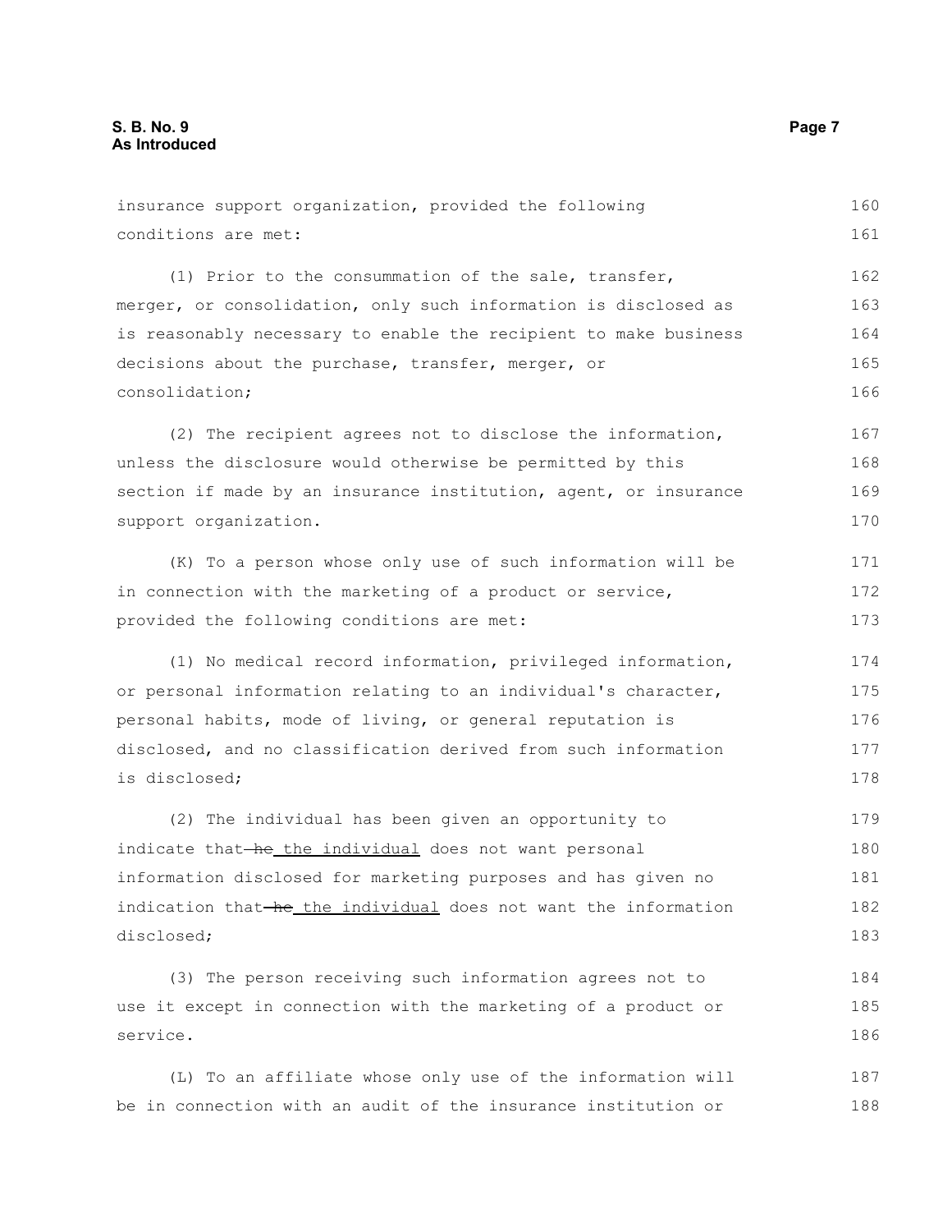insurance support organization, provided the following conditions are met:

(1) Prior to the consummation of the sale, transfer, merger, or consolidation, only such information is disclosed as is reasonably necessary to enable the recipient to make business decisions about the purchase, transfer, merger, or consolidation;

(2) The recipient agrees not to disclose the information, unless the disclosure would otherwise be permitted by this section if made by an insurance institution, agent, or insurance support organization.

(K) To a person whose only use of such information will be in connection with the marketing of a product or service, provided the following conditions are met:

(1) No medical record information, privileged information, or personal information relating to an individual's character, personal habits, mode of living, or general reputation is disclosed, and no classification derived from such information is disclosed;

(2) The individual has been given an opportunity to indicate that ~~he~~ <u>the individual</u> does not want personal information disclosed for marketing purposes and has given no indication that ~~he~~ <u>the individual</u> does not want the information disclosed;

(3) The person receiving such information agrees not to use it except in connection with the marketing of a product or service.

(L) To an affiliate whose only use of the information will be in connection with an audit of the insurance institution or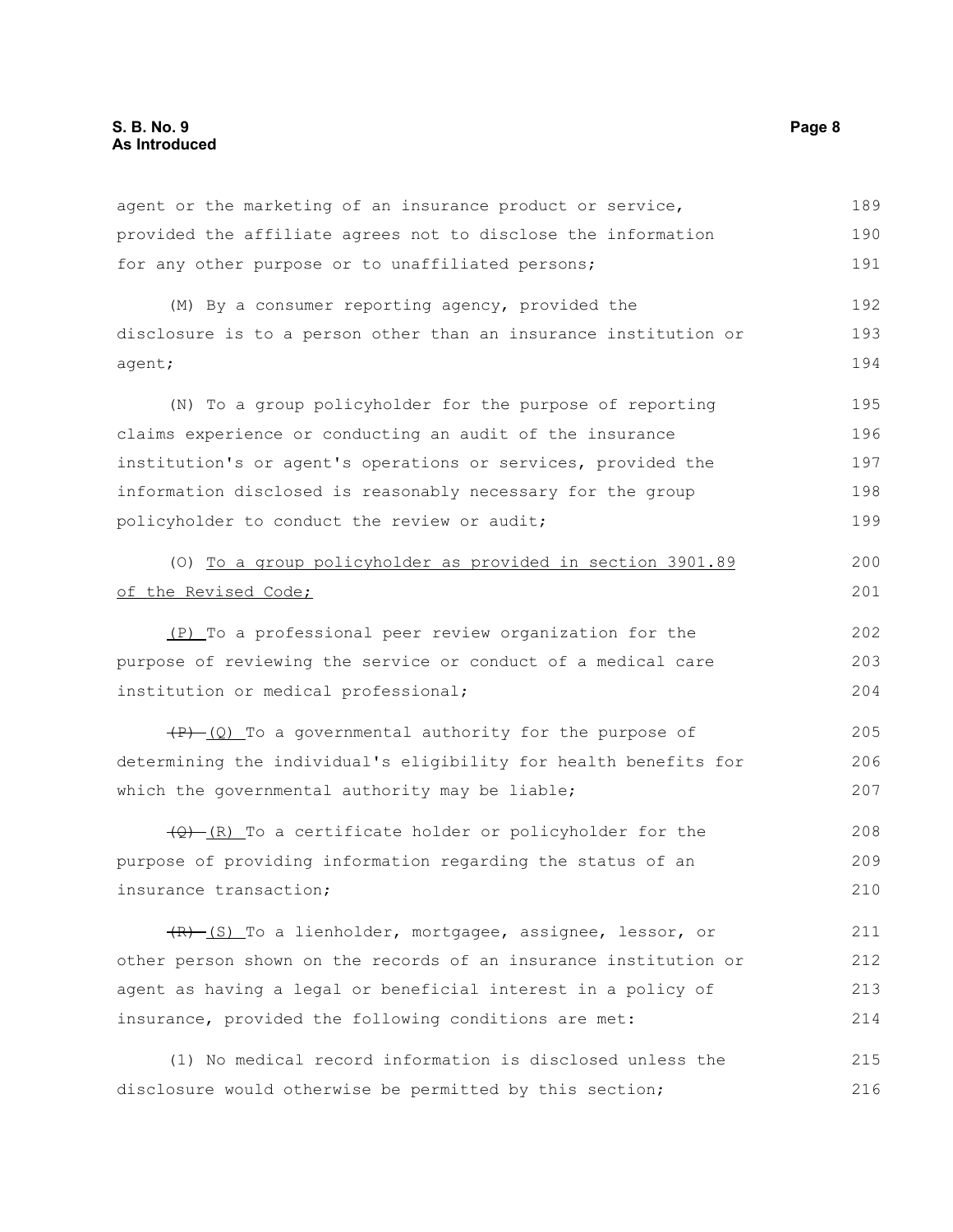agent or the marketing of an insurance product or service, provided the affiliate agrees not to disclose the information for any other purpose or to unaffiliated persons;

(M) By a consumer reporting agency, provided the disclosure is to a person other than an insurance institution or agent;

(N) To a group policyholder for the purpose of reporting claims experience or conducting an audit of the insurance institution's or agent's operations or services, provided the information disclosed is reasonably necessary for the group policyholder to conduct the review or audit;

(O) <u>To a group policyholder as provided in section 3901.89 of the Revised Code;</u>

<u>(P)</u> To a professional peer review organization for the purpose of reviewing the service or conduct of a medical care institution or medical professional;

~~(P)~~ <u>(Q)</u> To a governmental authority for the purpose of determining the individual's eligibility for health benefits for which the governmental authority may be liable;

~~(Q)~~ <u>(R)</u> To a certificate holder or policyholder for the purpose of providing information regarding the status of an insurance transaction;

~~(R)~~ <u>(S)</u> To a lienholder, mortgagee, assignee, lessor, or other person shown on the records of an insurance institution or agent as having a legal or beneficial interest in a policy of insurance, provided the following conditions are met:

(1) No medical record information is disclosed unless the disclosure would otherwise be permitted by this section;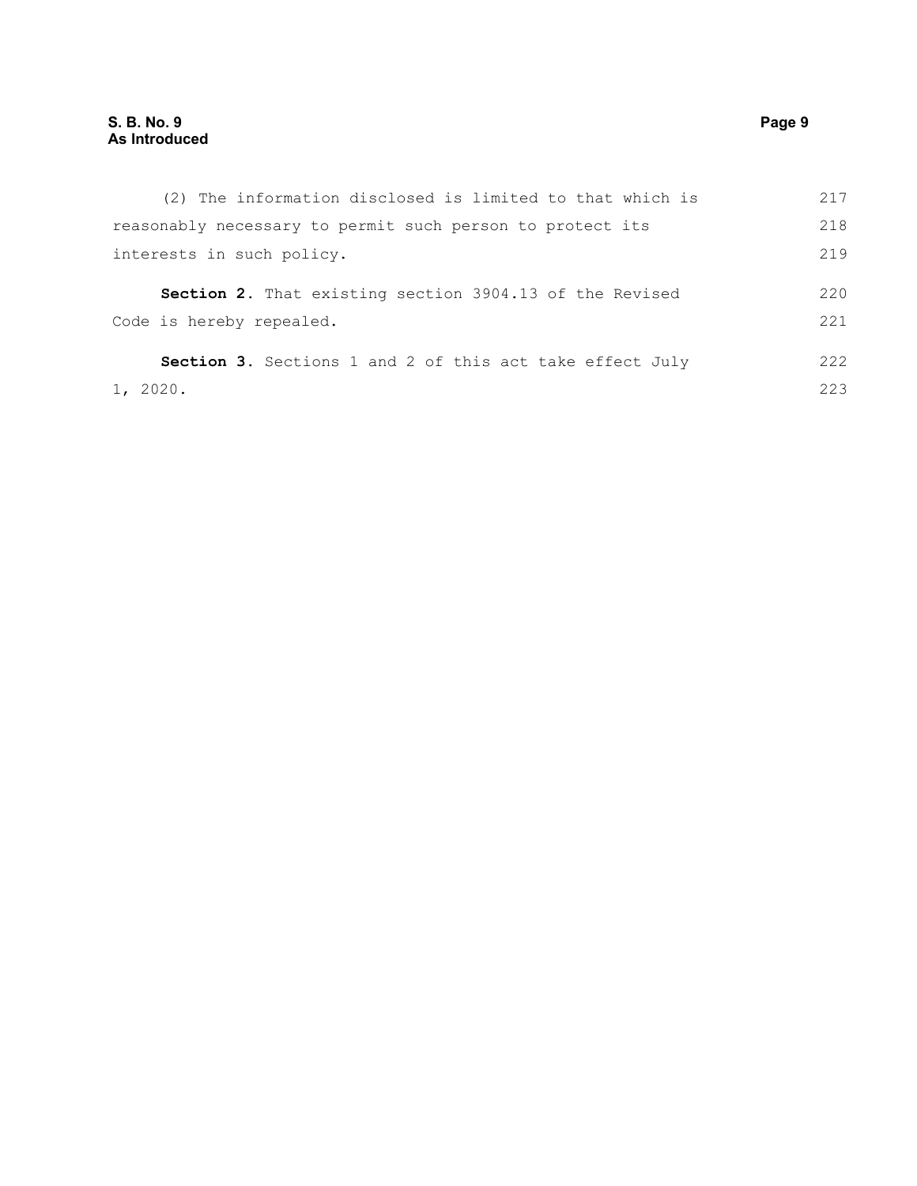(2) The information disclosed is limited to that which is reasonably necessary to permit such person to protect its interests in such policy.

**Section 2.** That existing section 3904.13 of the Revised Code is hereby repealed.

**Section 3.** Sections 1 and 2 of this act take effect July 1, 2020.